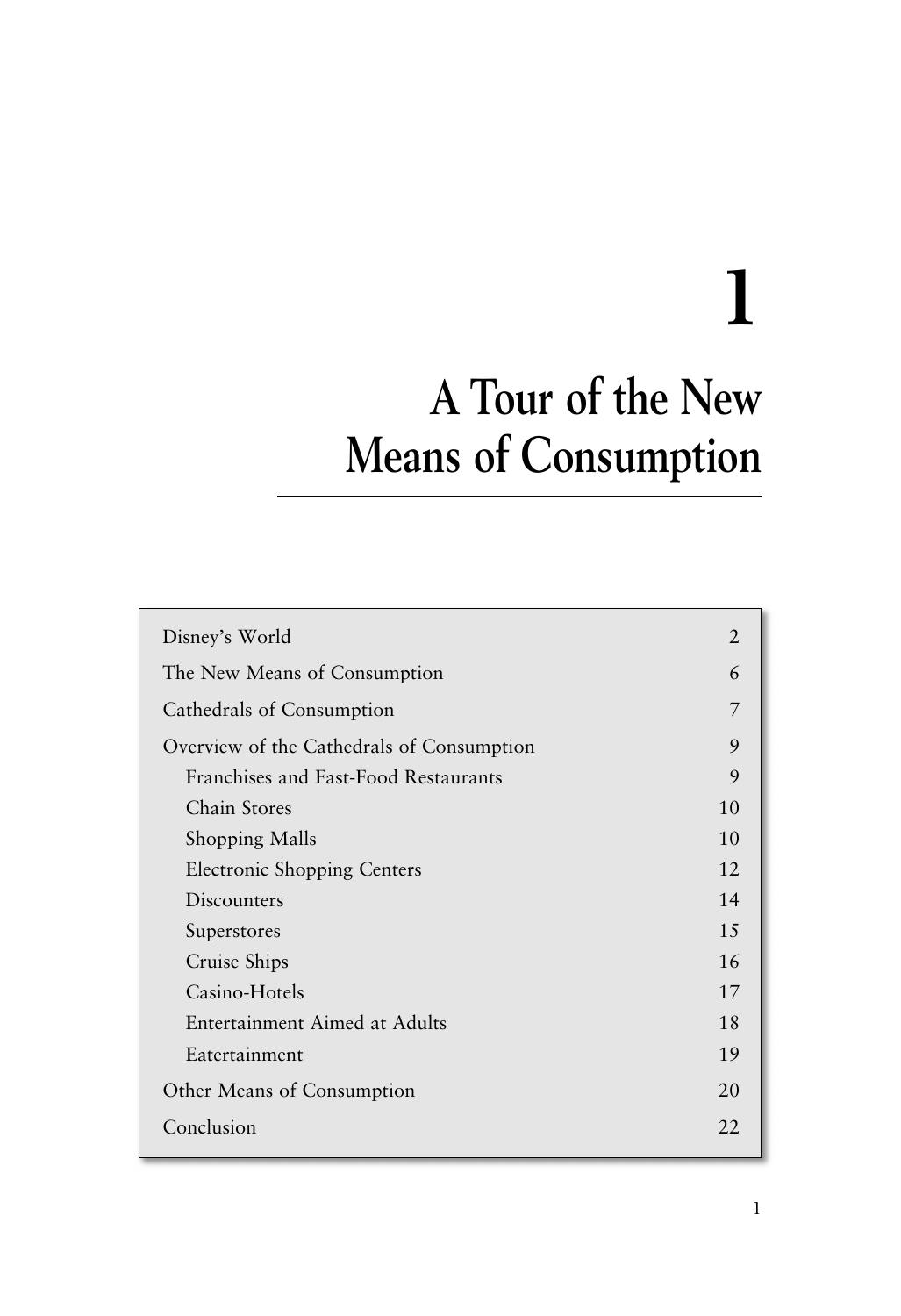# 1

# A Tour of the New Means of Consumption

| | |
|---|---|
| Disney's World | 2 |
| The New Means of Consumption | 6 |
| Cathedrals of Consumption | 7 |
| Overview of the Cathedrals of Consumption | 9 |
| Franchises and Fast-Food Restaurants | 9 |
| Chain Stores | 10 |
| Shopping Malls | 10 |
| Electronic Shopping Centers | 12 |
| Discounters | 14 |
| Superstores | 15 |
| Cruise Ships | 16 |
| Casino-Hotels | 17 |
| Entertainment Aimed at Adults | 18 |
| Eatertainment | 19 |
| Other Means of Consumption | 20 |
| Conclusion | 22 |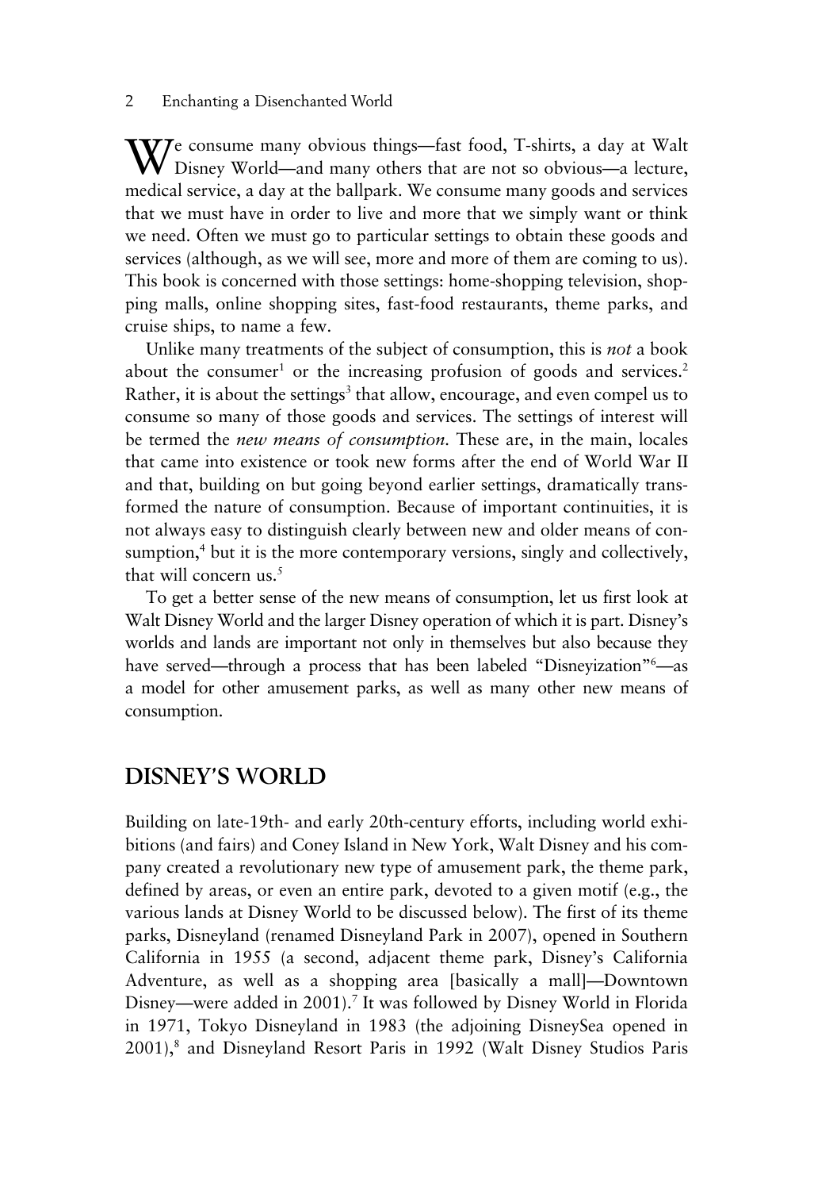We consume many obvious things—fast food, T-shirts, a day at Walt Disney World—and many others that are not so obvious—a lecture, medical service, a day at the ballpark. We consume many goods and services that we must have in order to live and more that we simply want or think we need. Often we must go to particular settings to obtain these goods and services (although, as we will see, more and more of them are coming to us). This book is concerned with those settings: home-shopping television, shopping malls, online shopping sites, fast-food restaurants, theme parks, and cruise ships, to name a few.

Unlike many treatments of the subject of consumption, this is *not* a book about the consumer[1] or the increasing profusion of goods and services.[2] Rather, it is about the settings[3] that allow, encourage, and even compel us to consume so many of those goods and services. The settings of interest will be termed the *new means of consumption*. These are, in the main, locales that came into existence or took new forms after the end of World War II and that, building on but going beyond earlier settings, dramatically transformed the nature of consumption. Because of important continuities, it is not always easy to distinguish clearly between new and older means of consumption,[4] but it is the more contemporary versions, singly and collectively, that will concern us.[5]

To get a better sense of the new means of consumption, let us first look at Walt Disney World and the larger Disney operation of which it is part. Disney's worlds and lands are important not only in themselves but also because they have served—through a process that has been labeled "Disneyization"[6]—as a model for other amusement parks, as well as many other new means of consumption.

## DISNEY'S WORLD

Building on late-19th- and early 20th-century efforts, including world exhibitions (and fairs) and Coney Island in New York, Walt Disney and his company created a revolutionary new type of amusement park, the theme park, defined by areas, or even an entire park, devoted to a given motif (e.g., the various lands at Disney World to be discussed below). The first of its theme parks, Disneyland (renamed Disneyland Park in 2007), opened in Southern California in 1955 (a second, adjacent theme park, Disney's California Adventure, as well as a shopping area [basically a mall]—Downtown Disney—were added in 2001).[7] It was followed by Disney World in Florida in 1971, Tokyo Disneyland in 1983 (the adjoining DisneySea opened in 2001),[8] and Disneyland Resort Paris in 1992 (Walt Disney Studios Paris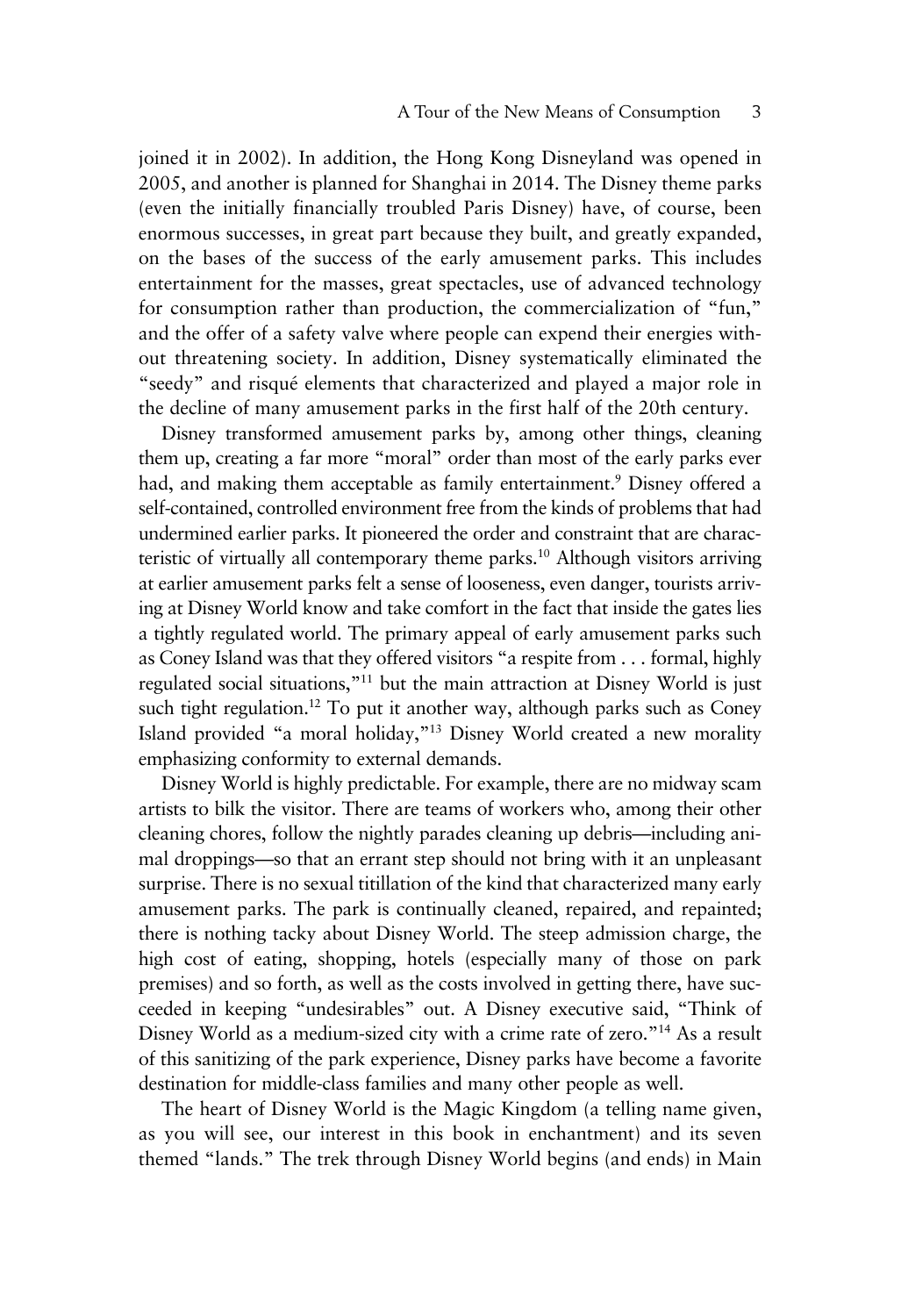joined it in 2002). In addition, the Hong Kong Disneyland was opened in 2005, and another is planned for Shanghai in 2014. The Disney theme parks (even the initially financially troubled Paris Disney) have, of course, been enormous successes, in great part because they built, and greatly expanded, on the bases of the success of the early amusement parks. This includes entertainment for the masses, great spectacles, use of advanced technology for consumption rather than production, the commercialization of "fun," and the offer of a safety valve where people can expend their energies without threatening society. In addition, Disney systematically eliminated the "seedy" and risqué elements that characterized and played a major role in the decline of many amusement parks in the first half of the 20th century.

Disney transformed amusement parks by, among other things, cleaning them up, creating a far more "moral" order than most of the early parks ever had, and making them acceptable as family entertainment.[9] Disney offered a self-contained, controlled environment free from the kinds of problems that had undermined earlier parks. It pioneered the order and constraint that are characteristic of virtually all contemporary theme parks.[10] Although visitors arriving at earlier amusement parks felt a sense of looseness, even danger, tourists arriving at Disney World know and take comfort in the fact that inside the gates lies a tightly regulated world. The primary appeal of early amusement parks such as Coney Island was that they offered visitors "a respite from . . . formal, highly regulated social situations,"[11] but the main attraction at Disney World is just such tight regulation.[12] To put it another way, although parks such as Coney Island provided "a moral holiday,"[13] Disney World created a new morality emphasizing conformity to external demands.

Disney World is highly predictable. For example, there are no midway scam artists to bilk the visitor. There are teams of workers who, among their other cleaning chores, follow the nightly parades cleaning up debris—including animal droppings—so that an errant step should not bring with it an unpleasant surprise. There is no sexual titillation of the kind that characterized many early amusement parks. The park is continually cleaned, repaired, and repainted; there is nothing tacky about Disney World. The steep admission charge, the high cost of eating, shopping, hotels (especially many of those on park premises) and so forth, as well as the costs involved in getting there, have succeeded in keeping "undesirables" out. A Disney executive said, "Think of Disney World as a medium-sized city with a crime rate of zero."[14] As a result of this sanitizing of the park experience, Disney parks have become a favorite destination for middle-class families and many other people as well.

The heart of Disney World is the Magic Kingdom (a telling name given, as you will see, our interest in this book in enchantment) and its seven themed "lands." The trek through Disney World begins (and ends) in Main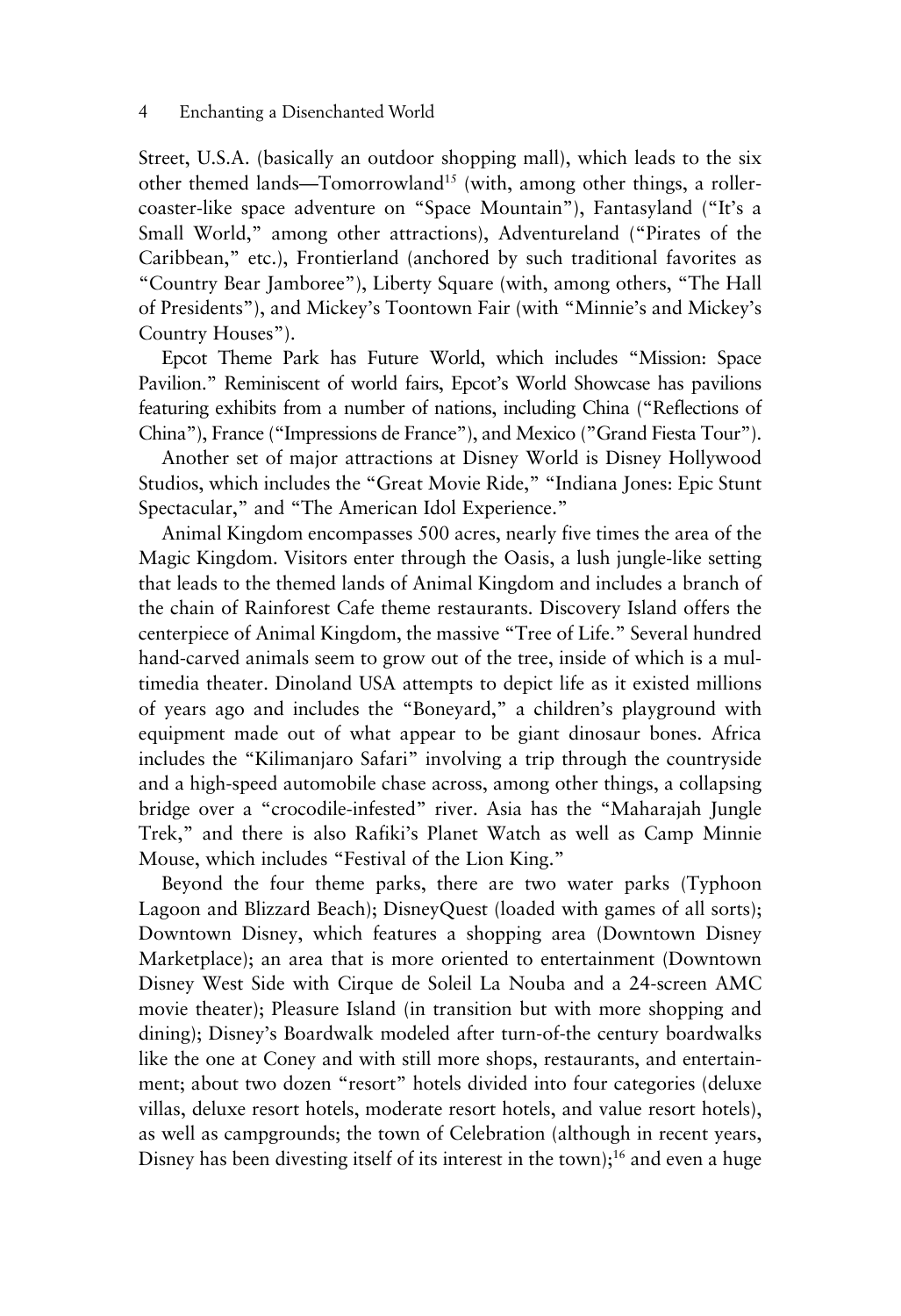Street, U.S.A. (basically an outdoor shopping mall), which leads to the six other themed lands—Tomorrowland[15] (with, among other things, a roller-coaster-like space adventure on "Space Mountain"), Fantasyland ("It's a Small World," among other attractions), Adventureland ("Pirates of the Caribbean," etc.), Frontierland (anchored by such traditional favorites as "Country Bear Jamboree"), Liberty Square (with, among others, "The Hall of Presidents"), and Mickey's Toontown Fair (with "Minnie's and Mickey's Country Houses").

Epcot Theme Park has Future World, which includes "Mission: Space Pavilion." Reminiscent of world fairs, Epcot's World Showcase has pavilions featuring exhibits from a number of nations, including China ("Reflections of China"), France ("Impressions de France"), and Mexico ("Grand Fiesta Tour").

Another set of major attractions at Disney World is Disney Hollywood Studios, which includes the "Great Movie Ride," "Indiana Jones: Epic Stunt Spectacular," and "The American Idol Experience."

Animal Kingdom encompasses 500 acres, nearly five times the area of the Magic Kingdom. Visitors enter through the Oasis, a lush jungle-like setting that leads to the themed lands of Animal Kingdom and includes a branch of the chain of Rainforest Cafe theme restaurants. Discovery Island offers the centerpiece of Animal Kingdom, the massive "Tree of Life." Several hundred hand-carved animals seem to grow out of the tree, inside of which is a multimedia theater. Dinoland USA attempts to depict life as it existed millions of years ago and includes the "Boneyard," a children's playground with equipment made out of what appear to be giant dinosaur bones. Africa includes the "Kilimanjaro Safari" involving a trip through the countryside and a high-speed automobile chase across, among other things, a collapsing bridge over a "crocodile-infested" river. Asia has the "Maharajah Jungle Trek," and there is also Rafiki's Planet Watch as well as Camp Minnie Mouse, which includes "Festival of the Lion King."

Beyond the four theme parks, there are two water parks (Typhoon Lagoon and Blizzard Beach); DisneyQuest (loaded with games of all sorts); Downtown Disney, which features a shopping area (Downtown Disney Marketplace); an area that is more oriented to entertainment (Downtown Disney West Side with Cirque de Soleil La Nouba and a 24-screen AMC movie theater); Pleasure Island (in transition but with more shopping and dining); Disney's Boardwalk modeled after turn-of-the century boardwalks like the one at Coney and with still more shops, restaurants, and entertainment; about two dozen "resort" hotels divided into four categories (deluxe villas, deluxe resort hotels, moderate resort hotels, and value resort hotels), as well as campgrounds; the town of Celebration (although in recent years, Disney has been divesting itself of its interest in the town);[16] and even a huge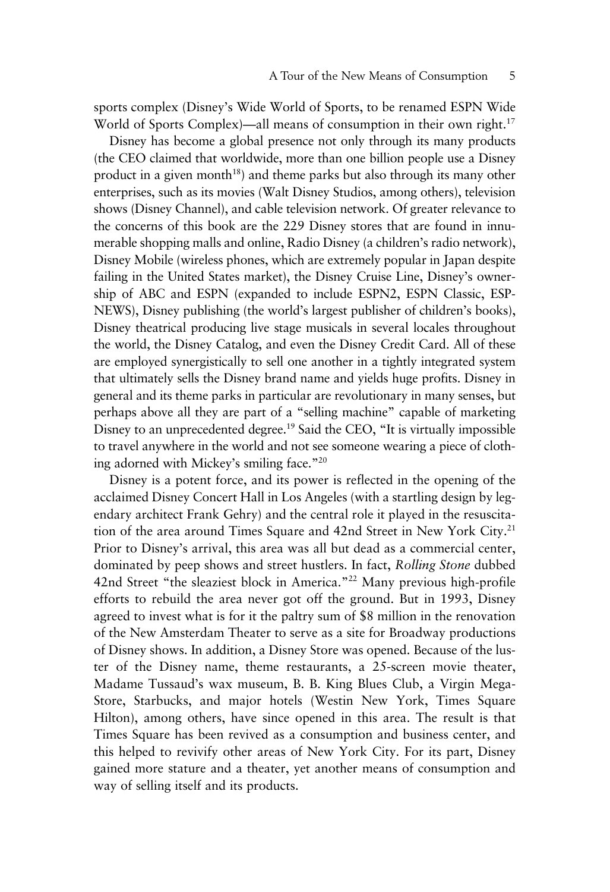sports complex (Disney's Wide World of Sports, to be renamed ESPN Wide World of Sports Complex)—all means of consumption in their own right.[17]

Disney has become a global presence not only through its many products (the CEO claimed that worldwide, more than one billion people use a Disney product in a given month[18]) and theme parks but also through its many other enterprises, such as its movies (Walt Disney Studios, among others), television shows (Disney Channel), and cable television network. Of greater relevance to the concerns of this book are the 229 Disney stores that are found in innumerable shopping malls and online, Radio Disney (a children's radio network), Disney Mobile (wireless phones, which are extremely popular in Japan despite failing in the United States market), the Disney Cruise Line, Disney's ownership of ABC and ESPN (expanded to include ESPN2, ESPN Classic, ESPNEWS), Disney publishing (the world's largest publisher of children's books), Disney theatrical producing live stage musicals in several locales throughout the world, the Disney Catalog, and even the Disney Credit Card. All of these are employed synergistically to sell one another in a tightly integrated system that ultimately sells the Disney brand name and yields huge profits. Disney in general and its theme parks in particular are revolutionary in many senses, but perhaps above all they are part of a "selling machine" capable of marketing Disney to an unprecedented degree.[19] Said the CEO, "It is virtually impossible to travel anywhere in the world and not see someone wearing a piece of clothing adorned with Mickey's smiling face."[20]

Disney is a potent force, and its power is reflected in the opening of the acclaimed Disney Concert Hall in Los Angeles (with a startling design by legendary architect Frank Gehry) and the central role it played in the resuscitation of the area around Times Square and 42nd Street in New York City.[21] Prior to Disney's arrival, this area was all but dead as a commercial center, dominated by peep shows and street hustlers. In fact, *Rolling Stone* dubbed 42nd Street "the sleaziest block in America."[22] Many previous high-profile efforts to rebuild the area never got off the ground. But in 1993, Disney agreed to invest what is for it the paltry sum of $8 million in the renovation of the New Amsterdam Theater to serve as a site for Broadway productions of Disney shows. In addition, a Disney Store was opened. Because of the luster of the Disney name, theme restaurants, a 25-screen movie theater, Madame Tussaud's wax museum, B. B. King Blues Club, a Virgin MegaStore, Starbucks, and major hotels (Westin New York, Times Square Hilton), among others, have since opened in this area. The result is that Times Square has been revived as a consumption and business center, and this helped to revivify other areas of New York City. For its part, Disney gained more stature and a theater, yet another means of consumption and way of selling itself and its products.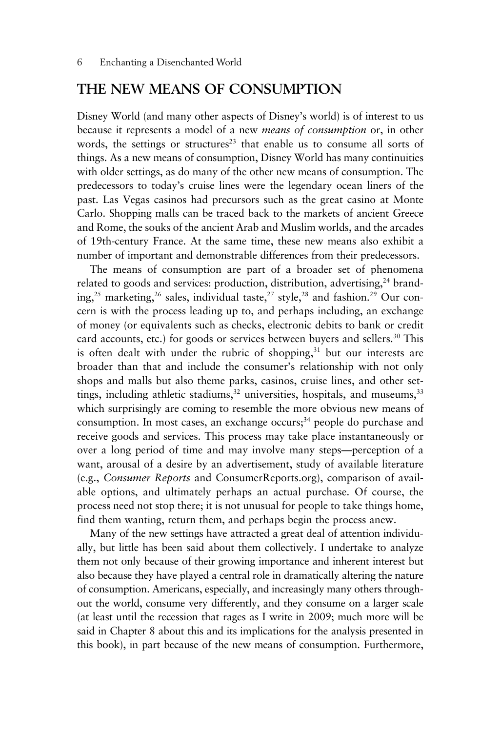## THE NEW MEANS OF CONSUMPTION

Disney World (and many other aspects of Disney's world) is of interest to us because it represents a model of a new *means of consumption* or, in other words, the settings or structures[23] that enable us to consume all sorts of things. As a new means of consumption, Disney World has many continuities with older settings, as do many of the other new means of consumption. The predecessors to today's cruise lines were the legendary ocean liners of the past. Las Vegas casinos had precursors such as the great casino at Monte Carlo. Shopping malls can be traced back to the markets of ancient Greece and Rome, the souks of the ancient Arab and Muslim worlds, and the arcades of 19th-century France. At the same time, these new means also exhibit a number of important and demonstrable differences from their predecessors.

The means of consumption are part of a broader set of phenomena related to goods and services: production, distribution, advertising,[24] branding,[25] marketing,[26] sales, individual taste,[27] style,[28] and fashion.[29] Our concern is with the process leading up to, and perhaps including, an exchange of money (or equivalents such as checks, electronic debits to bank or credit card accounts, etc.) for goods or services between buyers and sellers.[30] This is often dealt with under the rubric of shopping,[31] but our interests are broader than that and include the consumer's relationship with not only shops and malls but also theme parks, casinos, cruise lines, and other settings, including athletic stadiums,[32] universities, hospitals, and museums,[33] which surprisingly are coming to resemble the more obvious new means of consumption. In most cases, an exchange occurs;[34] people do purchase and receive goods and services. This process may take place instantaneously or over a long period of time and may involve many steps—perception of a want, arousal of a desire by an advertisement, study of available literature (e.g., *Consumer Reports* and ConsumerReports.org), comparison of available options, and ultimately perhaps an actual purchase. Of course, the process need not stop there; it is not unusual for people to take things home, find them wanting, return them, and perhaps begin the process anew.

Many of the new settings have attracted a great deal of attention individually, but little has been said about them collectively. I undertake to analyze them not only because of their growing importance and inherent interest but also because they have played a central role in dramatically altering the nature of consumption. Americans, especially, and increasingly many others throughout the world, consume very differently, and they consume on a larger scale (at least until the recession that rages as I write in 2009; much more will be said in Chapter 8 about this and its implications for the analysis presented in this book), in part because of the new means of consumption. Furthermore,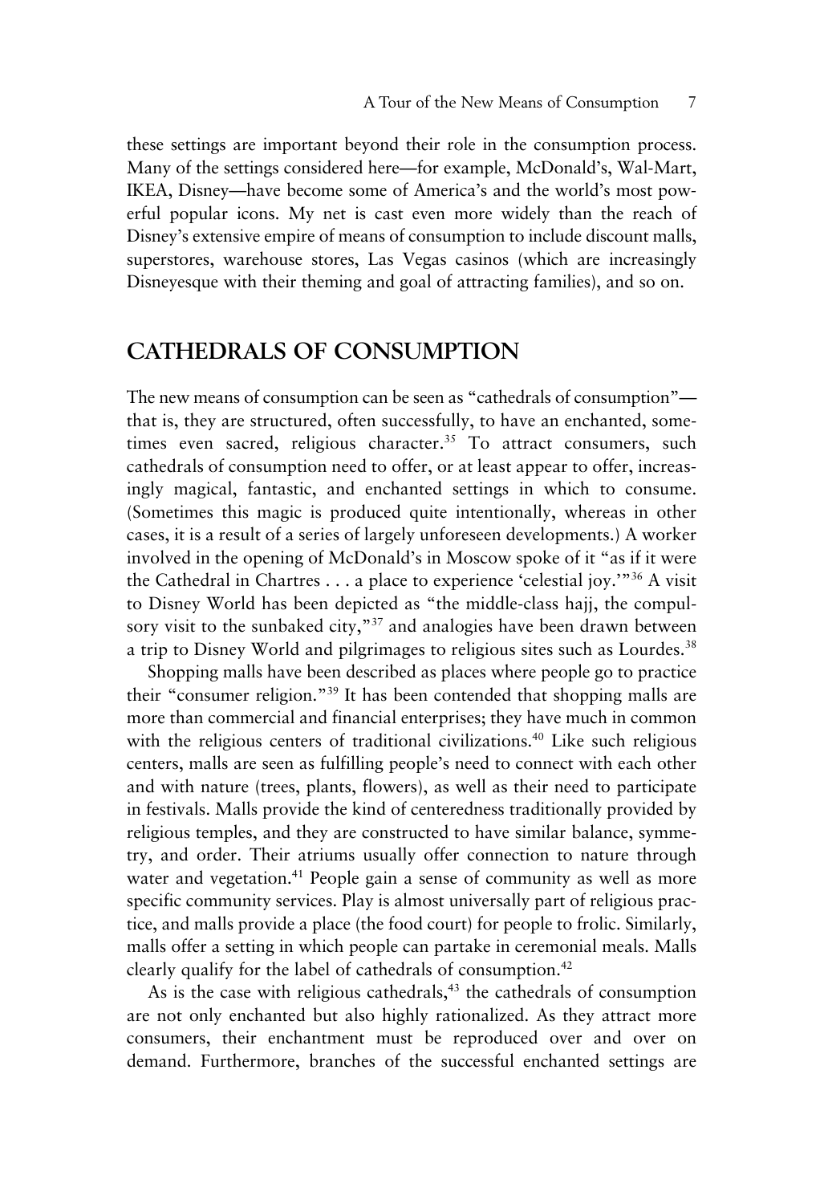these settings are important beyond their role in the consumption process. Many of the settings considered here—for example, McDonald's, Wal-Mart, IKEA, Disney—have become some of America's and the world's most powerful popular icons. My net is cast even more widely than the reach of Disney's extensive empire of means of consumption to include discount malls, superstores, warehouse stores, Las Vegas casinos (which are increasingly Disneyesque with their theming and goal of attracting families), and so on.

## CATHEDRALS OF CONSUMPTION

The new means of consumption can be seen as "cathedrals of consumption"—that is, they are structured, often successfully, to have an enchanted, sometimes even sacred, religious character.[35] To attract consumers, such cathedrals of consumption need to offer, or at least appear to offer, increasingly magical, fantastic, and enchanted settings in which to consume. (Sometimes this magic is produced quite intentionally, whereas in other cases, it is a result of a series of largely unforeseen developments.) A worker involved in the opening of McDonald's in Moscow spoke of it "as if it were the Cathedral in Chartres . . . a place to experience 'celestial joy.'"[36] A visit to Disney World has been depicted as "the middle-class hajj, the compulsory visit to the sunbaked city,"[37] and analogies have been drawn between a trip to Disney World and pilgrimages to religious sites such as Lourdes.[38]

Shopping malls have been described as places where people go to practice their "consumer religion."[39] It has been contended that shopping malls are more than commercial and financial enterprises; they have much in common with the religious centers of traditional civilizations.[40] Like such religious centers, malls are seen as fulfilling people's need to connect with each other and with nature (trees, plants, flowers), as well as their need to participate in festivals. Malls provide the kind of centeredness traditionally provided by religious temples, and they are constructed to have similar balance, symmetry, and order. Their atriums usually offer connection to nature through water and vegetation.[41] People gain a sense of community as well as more specific community services. Play is almost universally part of religious practice, and malls provide a place (the food court) for people to frolic. Similarly, malls offer a setting in which people can partake in ceremonial meals. Malls clearly qualify for the label of cathedrals of consumption.[42]

As is the case with religious cathedrals,[43] the cathedrals of consumption are not only enchanted but also highly rationalized. As they attract more consumers, their enchantment must be reproduced over and over on demand. Furthermore, branches of the successful enchanted settings are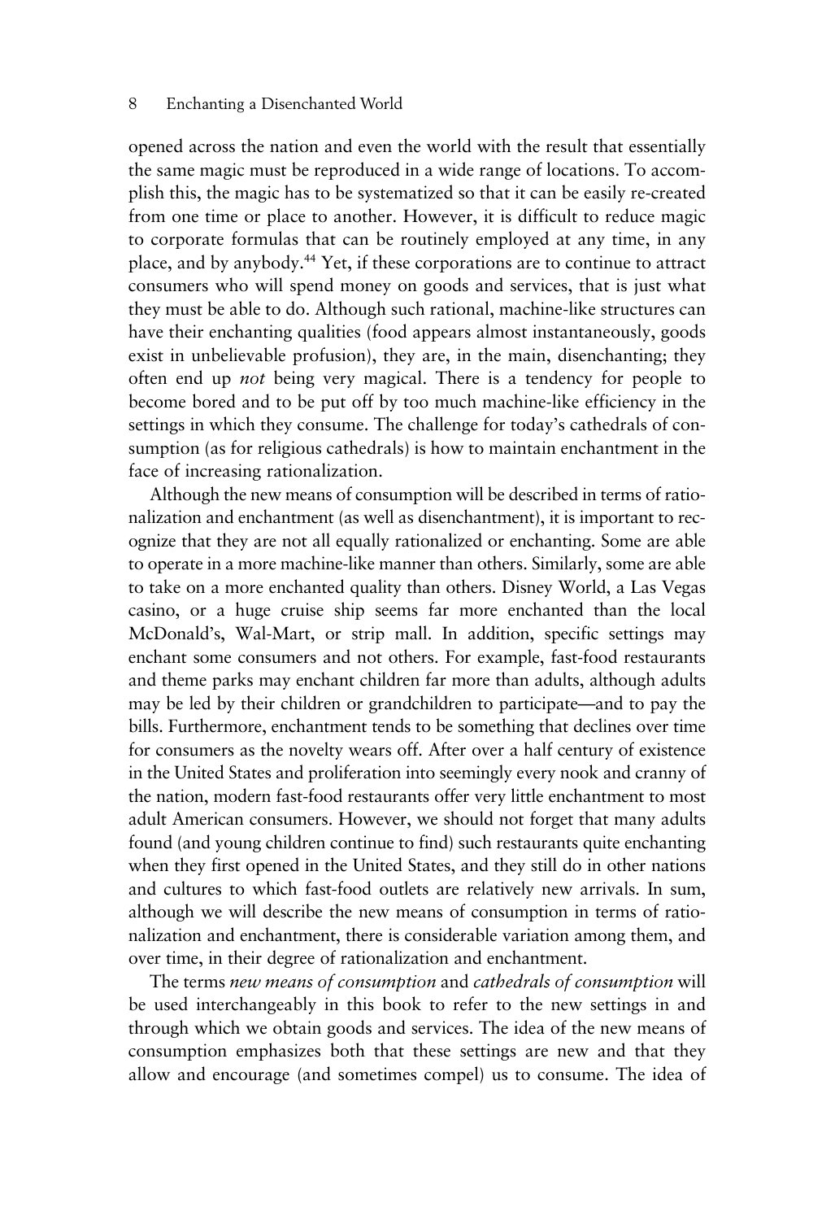opened across the nation and even the world with the result that essentially the same magic must be reproduced in a wide range of locations. To accomplish this, the magic has to be systematized so that it can be easily re-created from one time or place to another. However, it is difficult to reduce magic to corporate formulas that can be routinely employed at any time, in any place, and by anybody.[44] Yet, if these corporations are to continue to attract consumers who will spend money on goods and services, that is just what they must be able to do. Although such rational, machine-like structures can have their enchanting qualities (food appears almost instantaneously, goods exist in unbelievable profusion), they are, in the main, disenchanting; they often end up *not* being very magical. There is a tendency for people to become bored and to be put off by too much machine-like efficiency in the settings in which they consume. The challenge for today's cathedrals of consumption (as for religious cathedrals) is how to maintain enchantment in the face of increasing rationalization.

Although the new means of consumption will be described in terms of rationalization and enchantment (as well as disenchantment), it is important to recognize that they are not all equally rationalized or enchanting. Some are able to operate in a more machine-like manner than others. Similarly, some are able to take on a more enchanted quality than others. Disney World, a Las Vegas casino, or a huge cruise ship seems far more enchanted than the local McDonald's, Wal-Mart, or strip mall. In addition, specific settings may enchant some consumers and not others. For example, fast-food restaurants and theme parks may enchant children far more than adults, although adults may be led by their children or grandchildren to participate—and to pay the bills. Furthermore, enchantment tends to be something that declines over time for consumers as the novelty wears off. After over a half century of existence in the United States and proliferation into seemingly every nook and cranny of the nation, modern fast-food restaurants offer very little enchantment to most adult American consumers. However, we should not forget that many adults found (and young children continue to find) such restaurants quite enchanting when they first opened in the United States, and they still do in other nations and cultures to which fast-food outlets are relatively new arrivals. In sum, although we will describe the new means of consumption in terms of rationalization and enchantment, there is considerable variation among them, and over time, in their degree of rationalization and enchantment.

The terms *new means of consumption* and *cathedrals of consumption* will be used interchangeably in this book to refer to the new settings in and through which we obtain goods and services. The idea of the new means of consumption emphasizes both that these settings are new and that they allow and encourage (and sometimes compel) us to consume. The idea of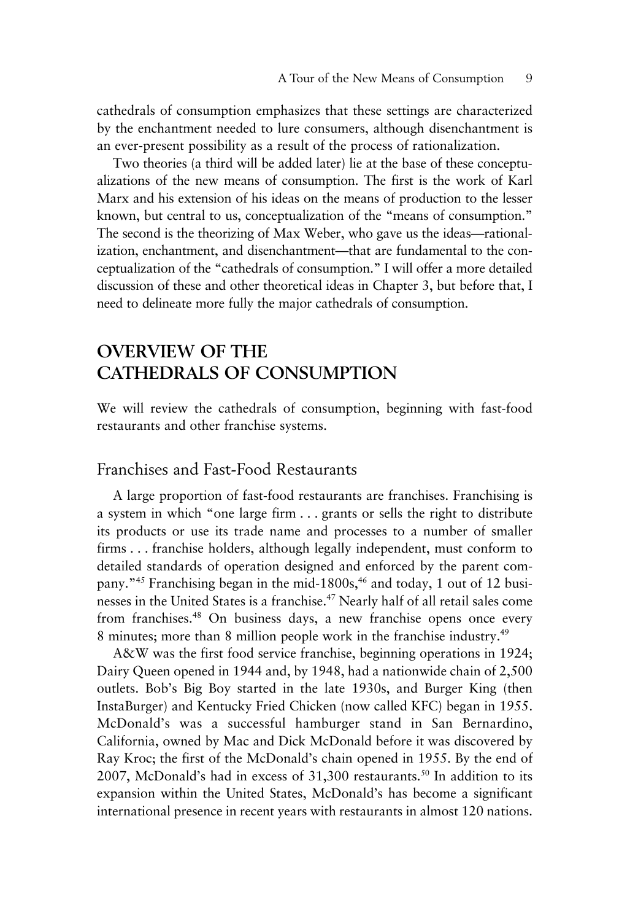cathedrals of consumption emphasizes that these settings are characterized by the enchantment needed to lure consumers, although disenchantment is an ever-present possibility as a result of the process of rationalization.

Two theories (a third will be added later) lie at the base of these conceptualizations of the new means of consumption. The first is the work of Karl Marx and his extension of his ideas on the means of production to the lesser known, but central to us, conceptualization of the "means of consumption." The second is the theorizing of Max Weber, who gave us the ideas—rationalization, enchantment, and disenchantment—that are fundamental to the conceptualization of the "cathedrals of consumption." I will offer a more detailed discussion of these and other theoretical ideas in Chapter 3, but before that, I need to delineate more fully the major cathedrals of consumption.

## OVERVIEW OF THE CATHEDRALS OF CONSUMPTION

We will review the cathedrals of consumption, beginning with fast-food restaurants and other franchise systems.

### Franchises and Fast-Food Restaurants

A large proportion of fast-food restaurants are franchises. Franchising is a system in which "one large firm . . . grants or sells the right to distribute its products or use its trade name and processes to a number of smaller firms . . . franchise holders, although legally independent, must conform to detailed standards of operation designed and enforced by the parent company."[45] Franchising began in the mid-1800s,[46] and today, 1 out of 12 businesses in the United States is a franchise.[47] Nearly half of all retail sales come from franchises.[48] On business days, a new franchise opens once every 8 minutes; more than 8 million people work in the franchise industry.[49]

A&W was the first food service franchise, beginning operations in 1924; Dairy Queen opened in 1944 and, by 1948, had a nationwide chain of 2,500 outlets. Bob's Big Boy started in the late 1930s, and Burger King (then InstaBurger) and Kentucky Fried Chicken (now called KFC) began in 1955. McDonald's was a successful hamburger stand in San Bernardino, California, owned by Mac and Dick McDonald before it was discovered by Ray Kroc; the first of the McDonald's chain opened in 1955. By the end of 2007, McDonald's had in excess of 31,300 restaurants.[50] In addition to its expansion within the United States, McDonald's has become a significant international presence in recent years with restaurants in almost 120 nations.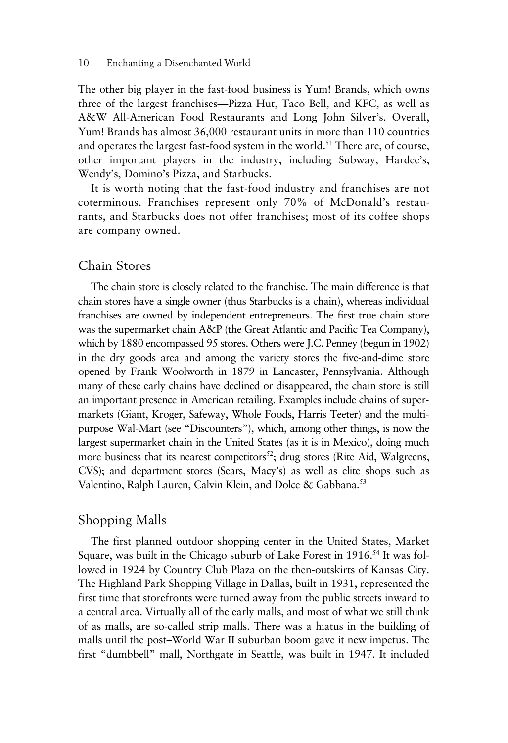The other big player in the fast-food business is Yum! Brands, which owns three of the largest franchises—Pizza Hut, Taco Bell, and KFC, as well as A&W All-American Food Restaurants and Long John Silver's. Overall, Yum! Brands has almost 36,000 restaurant units in more than 110 countries and operates the largest fast-food system in the world.[51] There are, of course, other important players in the industry, including Subway, Hardee's, Wendy's, Domino's Pizza, and Starbucks.

It is worth noting that the fast-food industry and franchises are not coterminous. Franchises represent only 70% of McDonald's restaurants, and Starbucks does not offer franchises; most of its coffee shops are company owned.

## Chain Stores

The chain store is closely related to the franchise. The main difference is that chain stores have a single owner (thus Starbucks is a chain), whereas individual franchises are owned by independent entrepreneurs. The first true chain store was the supermarket chain A&P (the Great Atlantic and Pacific Tea Company), which by 1880 encompassed 95 stores. Others were J.C. Penney (begun in 1902) in the dry goods area and among the variety stores the five-and-dime store opened by Frank Woolworth in 1879 in Lancaster, Pennsylvania. Although many of these early chains have declined or disappeared, the chain store is still an important presence in American retailing. Examples include chains of supermarkets (Giant, Kroger, Safeway, Whole Foods, Harris Teeter) and the multipurpose Wal-Mart (see "Discounters"), which, among other things, is now the largest supermarket chain in the United States (as it is in Mexico), doing much more business that its nearest competitors[52]; drug stores (Rite Aid, Walgreens, CVS); and department stores (Sears, Macy's) as well as elite shops such as Valentino, Ralph Lauren, Calvin Klein, and Dolce & Gabbana.[53]

## Shopping Malls

The first planned outdoor shopping center in the United States, Market Square, was built in the Chicago suburb of Lake Forest in 1916.[54] It was followed in 1924 by Country Club Plaza on the then-outskirts of Kansas City. The Highland Park Shopping Village in Dallas, built in 1931, represented the first time that storefronts were turned away from the public streets inward to a central area. Virtually all of the early malls, and most of what we still think of as malls, are so-called strip malls. There was a hiatus in the building of malls until the post–World War II suburban boom gave it new impetus. The first "dumbbell" mall, Northgate in Seattle, was built in 1947. It included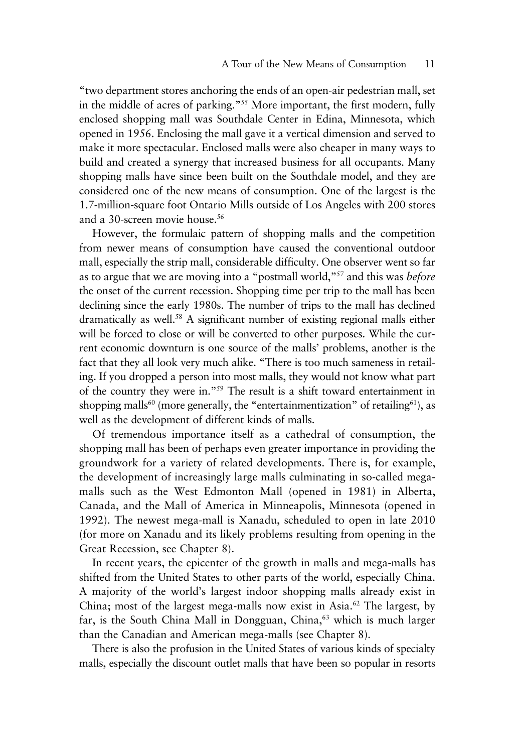"two department stores anchoring the ends of an open-air pedestrian mall, set in the middle of acres of parking."[55] More important, the first modern, fully enclosed shopping mall was Southdale Center in Edina, Minnesota, which opened in 1956. Enclosing the mall gave it a vertical dimension and served to make it more spectacular. Enclosed malls were also cheaper in many ways to build and created a synergy that increased business for all occupants. Many shopping malls have since been built on the Southdale model, and they are considered one of the new means of consumption. One of the largest is the 1.7-million-square foot Ontario Mills outside of Los Angeles with 200 stores and a 30-screen movie house.[56]

However, the formulaic pattern of shopping malls and the competition from newer means of consumption have caused the conventional outdoor mall, especially the strip mall, considerable difficulty. One observer went so far as to argue that we are moving into a "postmall world,"[57] and this was *before* the onset of the current recession. Shopping time per trip to the mall has been declining since the early 1980s. The number of trips to the mall has declined dramatically as well.[58] A significant number of existing regional malls either will be forced to close or will be converted to other purposes. While the current economic downturn is one source of the malls' problems, another is the fact that they all look very much alike. "There is too much sameness in retailing. If you dropped a person into most malls, they would not know what part of the country they were in."[59] The result is a shift toward entertainment in shopping malls[60] (more generally, the "entertainmentization" of retailing[61]), as well as the development of different kinds of malls.

Of tremendous importance itself as a cathedral of consumption, the shopping mall has been of perhaps even greater importance in providing the groundwork for a variety of related developments. There is, for example, the development of increasingly large malls culminating in so-called mega-malls such as the West Edmonton Mall (opened in 1981) in Alberta, Canada, and the Mall of America in Minneapolis, Minnesota (opened in 1992). The newest mega-mall is Xanadu, scheduled to open in late 2010 (for more on Xanadu and its likely problems resulting from opening in the Great Recession, see Chapter 8).

In recent years, the epicenter of the growth in malls and mega-malls has shifted from the United States to other parts of the world, especially China. A majority of the world's largest indoor shopping malls already exist in China; most of the largest mega-malls now exist in Asia.[62] The largest, by far, is the South China Mall in Dongguan, China,[63] which is much larger than the Canadian and American mega-malls (see Chapter 8).

There is also the profusion in the United States of various kinds of specialty malls, especially the discount outlet malls that have been so popular in resorts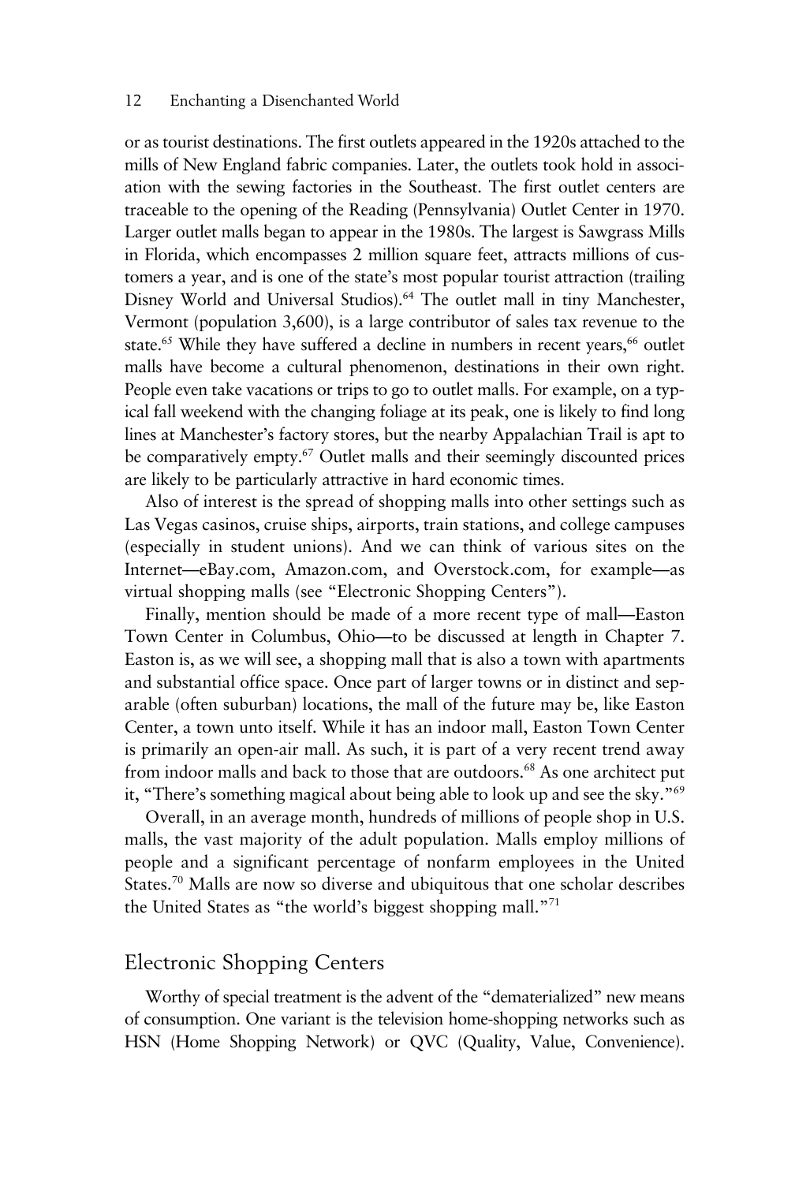or as tourist destinations. The first outlets appeared in the 1920s attached to the mills of New England fabric companies. Later, the outlets took hold in association with the sewing factories in the Southeast. The first outlet centers are traceable to the opening of the Reading (Pennsylvania) Outlet Center in 1970. Larger outlet malls began to appear in the 1980s. The largest is Sawgrass Mills in Florida, which encompasses 2 million square feet, attracts millions of customers a year, and is one of the state's most popular tourist attraction (trailing Disney World and Universal Studios).[64] The outlet mall in tiny Manchester, Vermont (population 3,600), is a large contributor of sales tax revenue to the state.[65] While they have suffered a decline in numbers in recent years,[66] outlet malls have become a cultural phenomenon, destinations in their own right. People even take vacations or trips to go to outlet malls. For example, on a typical fall weekend with the changing foliage at its peak, one is likely to find long lines at Manchester's factory stores, but the nearby Appalachian Trail is apt to be comparatively empty.[67] Outlet malls and their seemingly discounted prices are likely to be particularly attractive in hard economic times.

Also of interest is the spread of shopping malls into other settings such as Las Vegas casinos, cruise ships, airports, train stations, and college campuses (especially in student unions). And we can think of various sites on the Internet—eBay.com, Amazon.com, and Overstock.com, for example—as virtual shopping malls (see "Electronic Shopping Centers").

Finally, mention should be made of a more recent type of mall—Easton Town Center in Columbus, Ohio—to be discussed at length in Chapter 7. Easton is, as we will see, a shopping mall that is also a town with apartments and substantial office space. Once part of larger towns or in distinct and separable (often suburban) locations, the mall of the future may be, like Easton Center, a town unto itself. While it has an indoor mall, Easton Town Center is primarily an open-air mall. As such, it is part of a very recent trend away from indoor malls and back to those that are outdoors.[68] As one architect put it, "There's something magical about being able to look up and see the sky."[69]

Overall, in an average month, hundreds of millions of people shop in U.S. malls, the vast majority of the adult population. Malls employ millions of people and a significant percentage of nonfarm employees in the United States.[70] Malls are now so diverse and ubiquitous that one scholar describes the United States as "the world's biggest shopping mall."[71]

## Electronic Shopping Centers

Worthy of special treatment is the advent of the "dematerialized" new means of consumption. One variant is the television home-shopping networks such as HSN (Home Shopping Network) or QVC (Quality, Value, Convenience).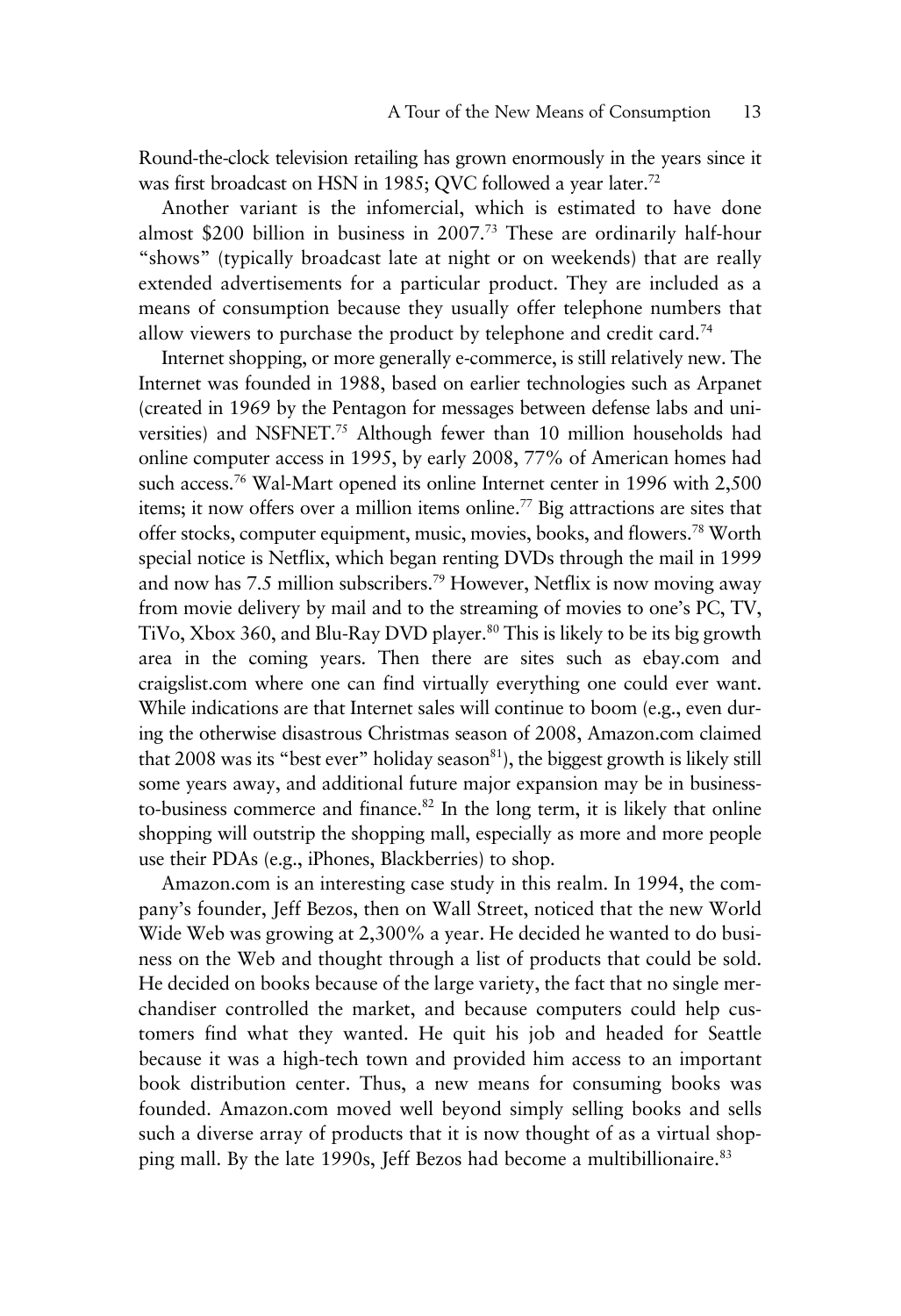Round-the-clock television retailing has grown enormously in the years since it was first broadcast on HSN in 1985; QVC followed a year later.[72]

Another variant is the infomercial, which is estimated to have done almost $200 billion in business in 2007.[73] These are ordinarily half-hour "shows" (typically broadcast late at night or on weekends) that are really extended advertisements for a particular product. They are included as a means of consumption because they usually offer telephone numbers that allow viewers to purchase the product by telephone and credit card.[74]

Internet shopping, or more generally e-commerce, is still relatively new. The Internet was founded in 1988, based on earlier technologies such as Arpanet (created in 1969 by the Pentagon for messages between defense labs and universities) and NSFNET.[75] Although fewer than 10 million households had online computer access in 1995, by early 2008, 77% of American homes had such access.[76] Wal-Mart opened its online Internet center in 1996 with 2,500 items; it now offers over a million items online.[77] Big attractions are sites that offer stocks, computer equipment, music, movies, books, and flowers.[78] Worth special notice is Netflix, which began renting DVDs through the mail in 1999 and now has 7.5 million subscribers.[79] However, Netflix is now moving away from movie delivery by mail and to the streaming of movies to one's PC, TV, TiVo, Xbox 360, and Blu-Ray DVD player.[80] This is likely to be its big growth area in the coming years. Then there are sites such as ebay.com and craigslist.com where one can find virtually everything one could ever want. While indications are that Internet sales will continue to boom (e.g., even during the otherwise disastrous Christmas season of 2008, Amazon.com claimed that 2008 was its "best ever" holiday season[81]), the biggest growth is likely still some years away, and additional future major expansion may be in business-to-business commerce and finance.[82] In the long term, it is likely that online shopping will outstrip the shopping mall, especially as more and more people use their PDAs (e.g., iPhones, Blackberries) to shop.

Amazon.com is an interesting case study in this realm. In 1994, the company's founder, Jeff Bezos, then on Wall Street, noticed that the new World Wide Web was growing at 2,300% a year. He decided he wanted to do business on the Web and thought through a list of products that could be sold. He decided on books because of the large variety, the fact that no single merchandiser controlled the market, and because computers could help customers find what they wanted. He quit his job and headed for Seattle because it was a high-tech town and provided him access to an important book distribution center. Thus, a new means for consuming books was founded. Amazon.com moved well beyond simply selling books and sells such a diverse array of products that it is now thought of as a virtual shopping mall. By the late 1990s, Jeff Bezos had become a multibillionaire.[83]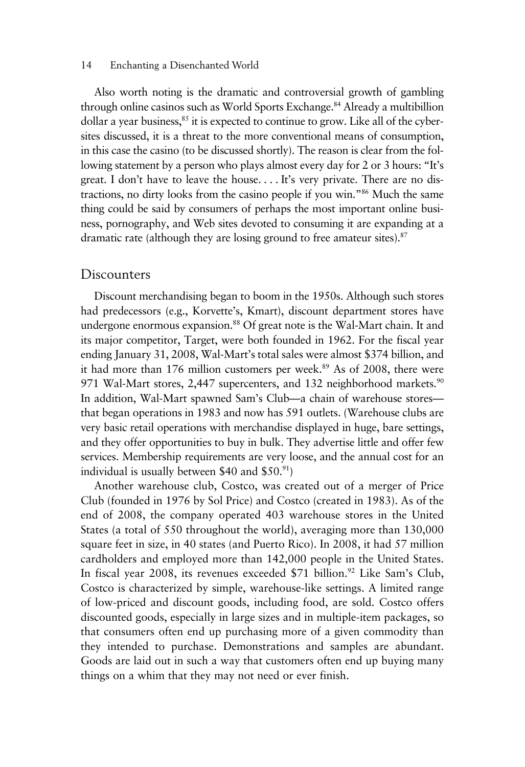Also worth noting is the dramatic and controversial growth of gambling through online casinos such as World Sports Exchange.[84] Already a multibillion dollar a year business,[85] it is expected to continue to grow. Like all of the cybersites discussed, it is a threat to the more conventional means of consumption, in this case the casino (to be discussed shortly). The reason is clear from the following statement by a person who plays almost every day for 2 or 3 hours: "It's great. I don't have to leave the house. . . . It's very private. There are no distractions, no dirty looks from the casino people if you win."[86] Much the same thing could be said by consumers of perhaps the most important online business, pornography, and Web sites devoted to consuming it are expanding at a dramatic rate (although they are losing ground to free amateur sites).[87]

## Discounters

Discount merchandising began to boom in the 1950s. Although such stores had predecessors (e.g., Korvette's, Kmart), discount department stores have undergone enormous expansion.[88] Of great note is the Wal-Mart chain. It and its major competitor, Target, were both founded in 1962. For the fiscal year ending January 31, 2008, Wal-Mart's total sales were almost $374 billion, and it had more than 176 million customers per week.[89] As of 2008, there were 971 Wal-Mart stores, 2,447 supercenters, and 132 neighborhood markets.[90] In addition, Wal-Mart spawned Sam's Club—a chain of warehouse stores—that began operations in 1983 and now has 591 outlets. (Warehouse clubs are very basic retail operations with merchandise displayed in huge, bare settings, and they offer opportunities to buy in bulk. They advertise little and offer few services. Membership requirements are very loose, and the annual cost for an individual is usually between $40 and $50.[91])

Another warehouse club, Costco, was created out of a merger of Price Club (founded in 1976 by Sol Price) and Costco (created in 1983). As of the end of 2008, the company operated 403 warehouse stores in the United States (a total of 550 throughout the world), averaging more than 130,000 square feet in size, in 40 states (and Puerto Rico). In 2008, it had 57 million cardholders and employed more than 142,000 people in the United States. In fiscal year 2008, its revenues exceeded $71 billion.[92] Like Sam's Club, Costco is characterized by simple, warehouse-like settings. A limited range of low-priced and discount goods, including food, are sold. Costco offers discounted goods, especially in large sizes and in multiple-item packages, so that consumers often end up purchasing more of a given commodity than they intended to purchase. Demonstrations and samples are abundant. Goods are laid out in such a way that customers often end up buying many things on a whim that they may not need or ever finish.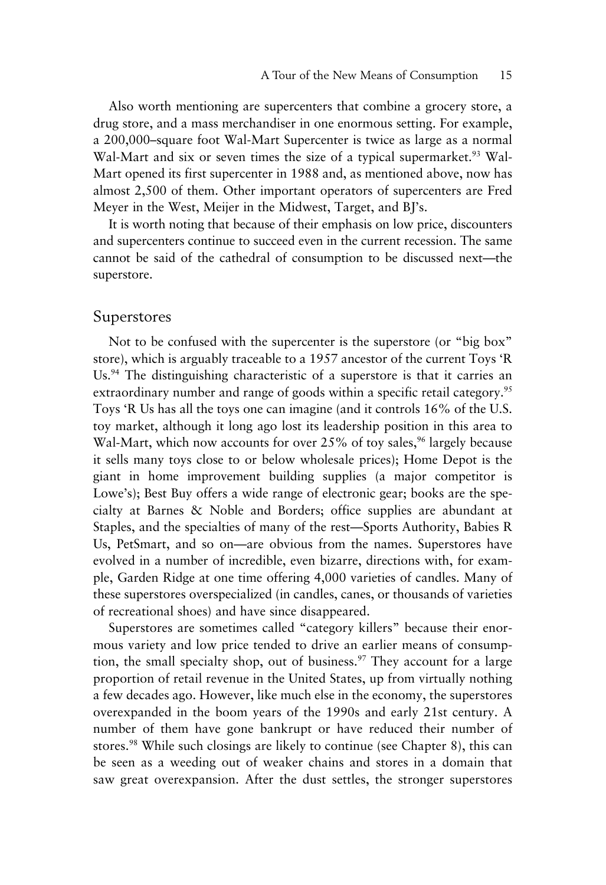Also worth mentioning are supercenters that combine a grocery store, a drug store, and a mass merchandiser in one enormous setting. For example, a 200,000–square foot Wal-Mart Supercenter is twice as large as a normal Wal-Mart and six or seven times the size of a typical supermarket.[93] Wal-Mart opened its first supercenter in 1988 and, as mentioned above, now has almost 2,500 of them. Other important operators of supercenters are Fred Meyer in the West, Meijer in the Midwest, Target, and BJ's.

It is worth noting that because of their emphasis on low price, discounters and supercenters continue to succeed even in the current recession. The same cannot be said of the cathedral of consumption to be discussed next—the superstore.

## Superstores

Not to be confused with the supercenter is the superstore (or "big box" store), which is arguably traceable to a 1957 ancestor of the current Toys 'R Us.[94] The distinguishing characteristic of a superstore is that it carries an extraordinary number and range of goods within a specific retail category.[95] Toys 'R Us has all the toys one can imagine (and it controls 16% of the U.S. toy market, although it long ago lost its leadership position in this area to Wal-Mart, which now accounts for over 25% of toy sales,[96] largely because it sells many toys close to or below wholesale prices); Home Depot is the giant in home improvement building supplies (a major competitor is Lowe's); Best Buy offers a wide range of electronic gear; books are the specialty at Barnes & Noble and Borders; office supplies are abundant at Staples, and the specialties of many of the rest—Sports Authority, Babies R Us, PetSmart, and so on—are obvious from the names. Superstores have evolved in a number of incredible, even bizarre, directions with, for example, Garden Ridge at one time offering 4,000 varieties of candles. Many of these superstores overspecialized (in candles, canes, or thousands of varieties of recreational shoes) and have since disappeared.

Superstores are sometimes called "category killers" because their enormous variety and low price tended to drive an earlier means of consumption, the small specialty shop, out of business.[97] They account for a large proportion of retail revenue in the United States, up from virtually nothing a few decades ago. However, like much else in the economy, the superstores overexpanded in the boom years of the 1990s and early 21st century. A number of them have gone bankrupt or have reduced their number of stores.[98] While such closings are likely to continue (see Chapter 8), this can be seen as a weeding out of weaker chains and stores in a domain that saw great overexpansion. After the dust settles, the stronger superstores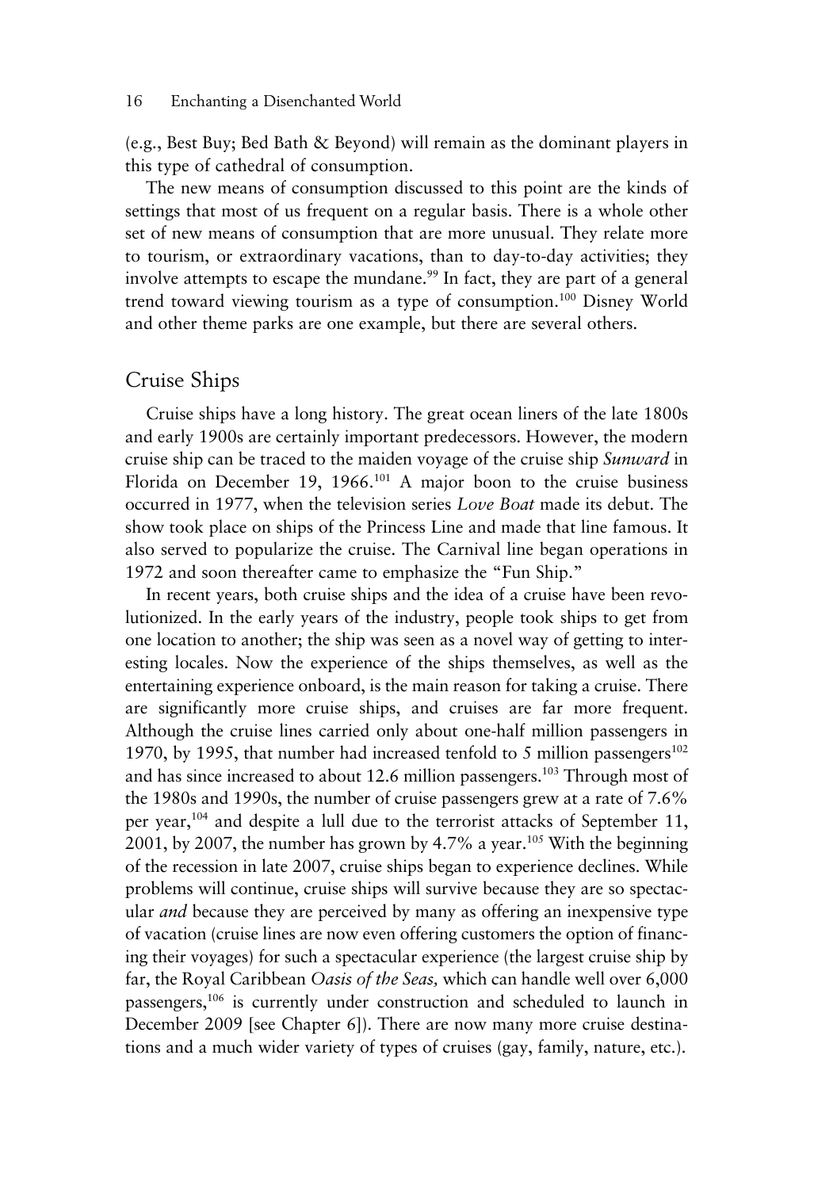(e.g., Best Buy; Bed Bath & Beyond) will remain as the dominant players in this type of cathedral of consumption.

The new means of consumption discussed to this point are the kinds of settings that most of us frequent on a regular basis. There is a whole other set of new means of consumption that are more unusual. They relate more to tourism, or extraordinary vacations, than to day-to-day activities; they involve attempts to escape the mundane.[99] In fact, they are part of a general trend toward viewing tourism as a type of consumption.[100] Disney World and other theme parks are one example, but there are several others.

## Cruise Ships

Cruise ships have a long history. The great ocean liners of the late 1800s and early 1900s are certainly important predecessors. However, the modern cruise ship can be traced to the maiden voyage of the cruise ship *Sunward* in Florida on December 19, 1966.[101] A major boon to the cruise business occurred in 1977, when the television series *Love Boat* made its debut. The show took place on ships of the Princess Line and made that line famous. It also served to popularize the cruise. The Carnival line began operations in 1972 and soon thereafter came to emphasize the "Fun Ship."

In recent years, both cruise ships and the idea of a cruise have been revolutionized. In the early years of the industry, people took ships to get from one location to another; the ship was seen as a novel way of getting to interesting locales. Now the experience of the ships themselves, as well as the entertaining experience onboard, is the main reason for taking a cruise. There are significantly more cruise ships, and cruises are far more frequent. Although the cruise lines carried only about one-half million passengers in 1970, by 1995, that number had increased tenfold to 5 million passengers[102] and has since increased to about 12.6 million passengers.[103] Through most of the 1980s and 1990s, the number of cruise passengers grew at a rate of 7.6% per year,[104] and despite a lull due to the terrorist attacks of September 11, 2001, by 2007, the number has grown by 4.7% a year.[105] With the beginning of the recession in late 2007, cruise ships began to experience declines. While problems will continue, cruise ships will survive because they are so spectacular *and* because they are perceived by many as offering an inexpensive type of vacation (cruise lines are now even offering customers the option of financing their voyages) for such a spectacular experience (the largest cruise ship by far, the Royal Caribbean *Oasis of the Seas,* which can handle well over 6,000 passengers,[106] is currently under construction and scheduled to launch in December 2009 [see Chapter 6]). There are now many more cruise destinations and a much wider variety of types of cruises (gay, family, nature, etc.).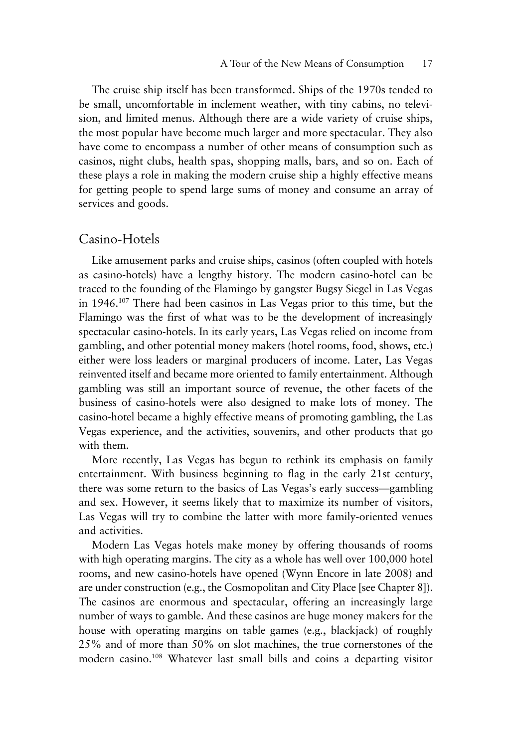The cruise ship itself has been transformed. Ships of the 1970s tended to be small, uncomfortable in inclement weather, with tiny cabins, no television, and limited menus. Although there are a wide variety of cruise ships, the most popular have become much larger and more spectacular. They also have come to encompass a number of other means of consumption such as casinos, night clubs, health spas, shopping malls, bars, and so on. Each of these plays a role in making the modern cruise ship a highly effective means for getting people to spend large sums of money and consume an array of services and goods.

## Casino-Hotels

Like amusement parks and cruise ships, casinos (often coupled with hotels as casino-hotels) have a lengthy history. The modern casino-hotel can be traced to the founding of the Flamingo by gangster Bugsy Siegel in Las Vegas in 1946.[107] There had been casinos in Las Vegas prior to this time, but the Flamingo was the first of what was to be the development of increasingly spectacular casino-hotels. In its early years, Las Vegas relied on income from gambling, and other potential money makers (hotel rooms, food, shows, etc.) either were loss leaders or marginal producers of income. Later, Las Vegas reinvented itself and became more oriented to family entertainment. Although gambling was still an important source of revenue, the other facets of the business of casino-hotels were also designed to make lots of money. The casino-hotel became a highly effective means of promoting gambling, the Las Vegas experience, and the activities, souvenirs, and other products that go with them.

More recently, Las Vegas has begun to rethink its emphasis on family entertainment. With business beginning to flag in the early 21st century, there was some return to the basics of Las Vegas's early success—gambling and sex. However, it seems likely that to maximize its number of visitors, Las Vegas will try to combine the latter with more family-oriented venues and activities.

Modern Las Vegas hotels make money by offering thousands of rooms with high operating margins. The city as a whole has well over 100,000 hotel rooms, and new casino-hotels have opened (Wynn Encore in late 2008) and are under construction (e.g., the Cosmopolitan and City Place [see Chapter 8]). The casinos are enormous and spectacular, offering an increasingly large number of ways to gamble. And these casinos are huge money makers for the house with operating margins on table games (e.g., blackjack) of roughly 25% and of more than 50% on slot machines, the true cornerstones of the modern casino.[108] Whatever last small bills and coins a departing visitor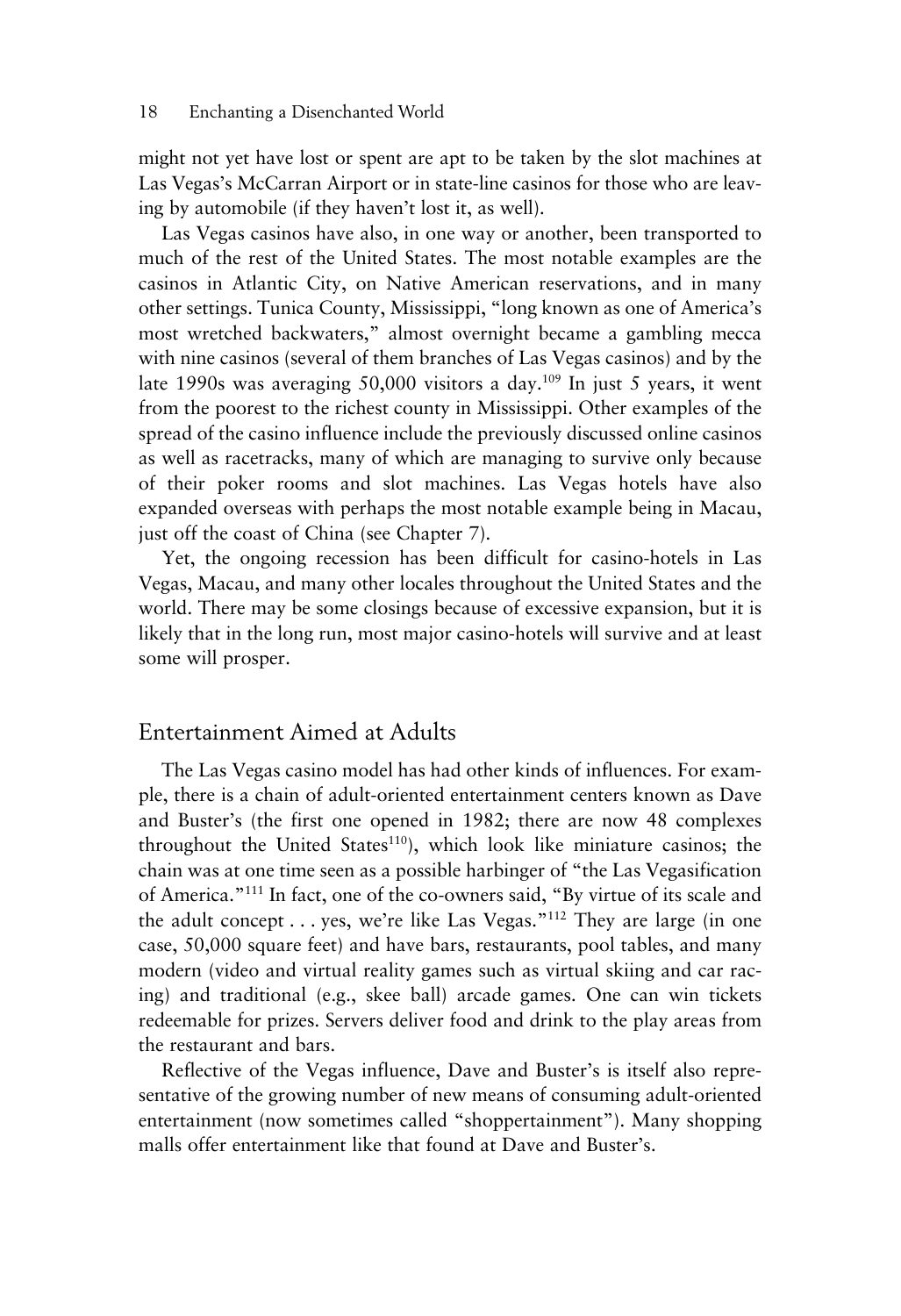might not yet have lost or spent are apt to be taken by the slot machines at Las Vegas's McCarran Airport or in state-line casinos for those who are leaving by automobile (if they haven't lost it, as well).

Las Vegas casinos have also, in one way or another, been transported to much of the rest of the United States. The most notable examples are the casinos in Atlantic City, on Native American reservations, and in many other settings. Tunica County, Mississippi, "long known as one of America's most wretched backwaters," almost overnight became a gambling mecca with nine casinos (several of them branches of Las Vegas casinos) and by the late 1990s was averaging 50,000 visitors a day.[109] In just 5 years, it went from the poorest to the richest county in Mississippi. Other examples of the spread of the casino influence include the previously discussed online casinos as well as racetracks, many of which are managing to survive only because of their poker rooms and slot machines. Las Vegas hotels have also expanded overseas with perhaps the most notable example being in Macau, just off the coast of China (see Chapter 7).

Yet, the ongoing recession has been difficult for casino-hotels in Las Vegas, Macau, and many other locales throughout the United States and the world. There may be some closings because of excessive expansion, but it is likely that in the long run, most major casino-hotels will survive and at least some will prosper.

## Entertainment Aimed at Adults

The Las Vegas casino model has had other kinds of influences. For example, there is a chain of adult-oriented entertainment centers known as Dave and Buster's (the first one opened in 1982; there are now 48 complexes throughout the United States[110]), which look like miniature casinos; the chain was at one time seen as a possible harbinger of "the Las Vegasification of America."[111] In fact, one of the co-owners said, "By virtue of its scale and the adult concept . . . yes, we're like Las Vegas."[112] They are large (in one case, 50,000 square feet) and have bars, restaurants, pool tables, and many modern (video and virtual reality games such as virtual skiing and car racing) and traditional (e.g., skee ball) arcade games. One can win tickets redeemable for prizes. Servers deliver food and drink to the play areas from the restaurant and bars.

Reflective of the Vegas influence, Dave and Buster's is itself also representative of the growing number of new means of consuming adult-oriented entertainment (now sometimes called "shoppertainment"). Many shopping malls offer entertainment like that found at Dave and Buster's.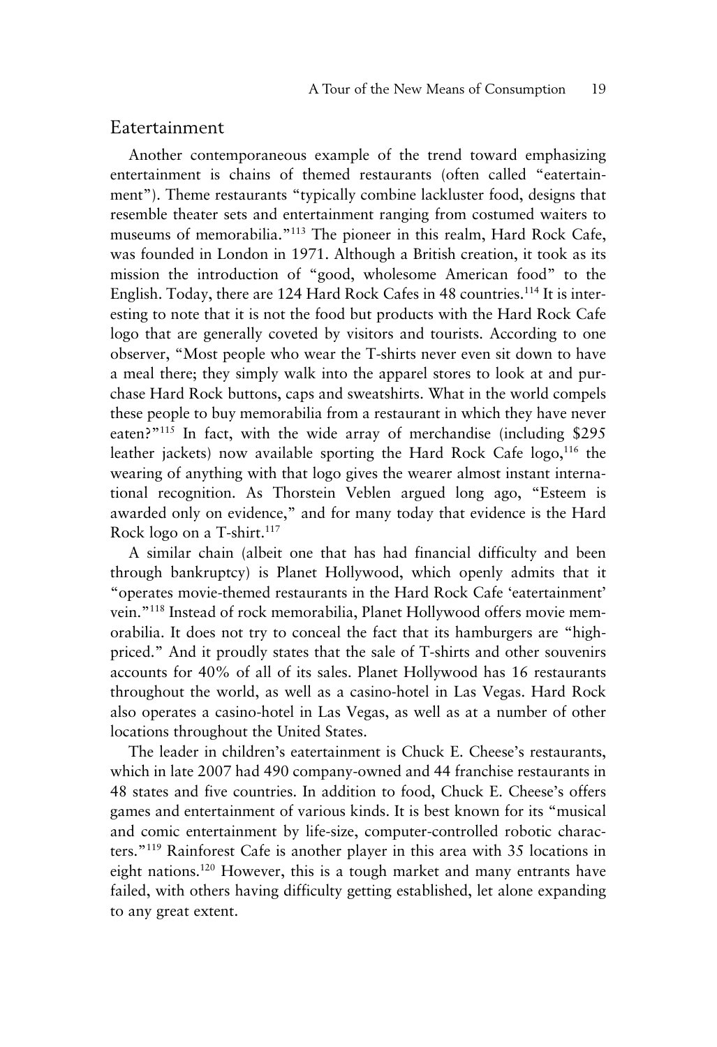## Eatertainment

Another contemporaneous example of the trend toward emphasizing entertainment is chains of themed restaurants (often called "eatertainment"). Theme restaurants "typically combine lackluster food, designs that resemble theater sets and entertainment ranging from costumed waiters to museums of memorabilia."[113] The pioneer in this realm, Hard Rock Cafe, was founded in London in 1971. Although a British creation, it took as its mission the introduction of "good, wholesome American food" to the English. Today, there are 124 Hard Rock Cafes in 48 countries.[114] It is interesting to note that it is not the food but products with the Hard Rock Cafe logo that are generally coveted by visitors and tourists. According to one observer, "Most people who wear the T-shirts never even sit down to have a meal there; they simply walk into the apparel stores to look at and purchase Hard Rock buttons, caps and sweatshirts. What in the world compels these people to buy memorabilia from a restaurant in which they have never eaten?"[115] In fact, with the wide array of merchandise (including $295 leather jackets) now available sporting the Hard Rock Cafe logo,[116] the wearing of anything with that logo gives the wearer almost instant international recognition. As Thorstein Veblen argued long ago, "Esteem is awarded only on evidence," and for many today that evidence is the Hard Rock logo on a T-shirt.[117]

A similar chain (albeit one that has had financial difficulty and been through bankruptcy) is Planet Hollywood, which openly admits that it "operates movie-themed restaurants in the Hard Rock Cafe 'eatertainment' vein."[118] Instead of rock memorabilia, Planet Hollywood offers movie memorabilia. It does not try to conceal the fact that its hamburgers are "high-priced." And it proudly states that the sale of T-shirts and other souvenirs accounts for 40% of all of its sales. Planet Hollywood has 16 restaurants throughout the world, as well as a casino-hotel in Las Vegas. Hard Rock also operates a casino-hotel in Las Vegas, as well as at a number of other locations throughout the United States.

The leader in children's eatertainment is Chuck E. Cheese's restaurants, which in late 2007 had 490 company-owned and 44 franchise restaurants in 48 states and five countries. In addition to food, Chuck E. Cheese's offers games and entertainment of various kinds. It is best known for its "musical and comic entertainment by life-size, computer-controlled robotic characters."[119] Rainforest Cafe is another player in this area with 35 locations in eight nations.[120] However, this is a tough market and many entrants have failed, with others having difficulty getting established, let alone expanding to any great extent.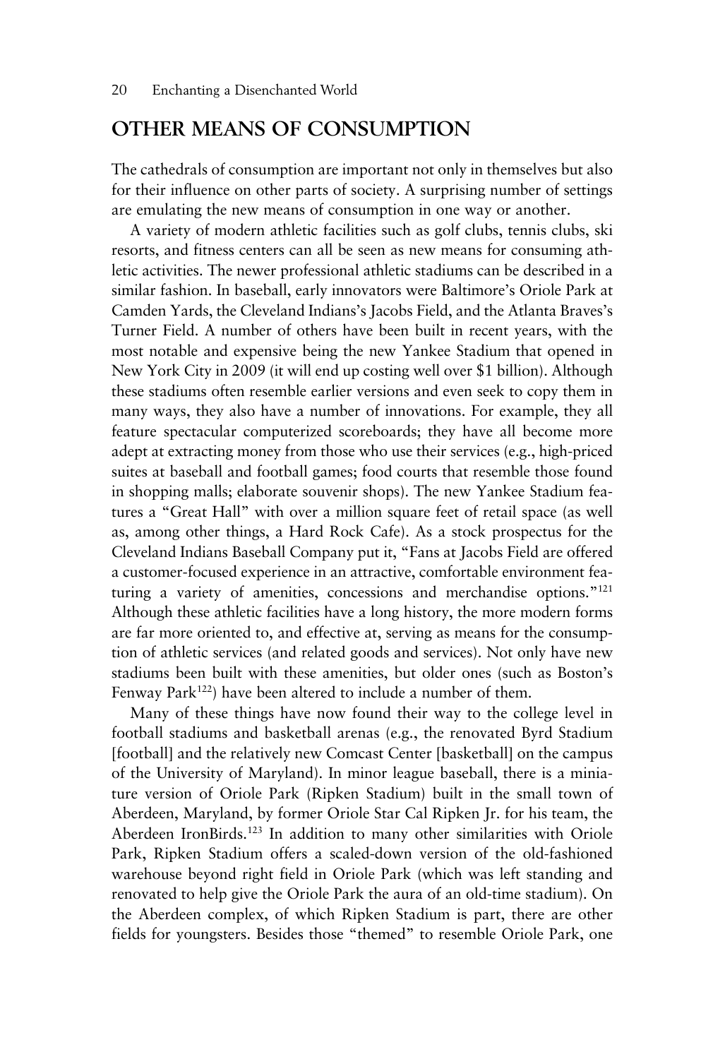## OTHER MEANS OF CONSUMPTION

The cathedrals of consumption are important not only in themselves but also for their influence on other parts of society. A surprising number of settings are emulating the new means of consumption in one way or another.

A variety of modern athletic facilities such as golf clubs, tennis clubs, ski resorts, and fitness centers can all be seen as new means for consuming athletic activities. The newer professional athletic stadiums can be described in a similar fashion. In baseball, early innovators were Baltimore's Oriole Park at Camden Yards, the Cleveland Indians's Jacobs Field, and the Atlanta Braves's Turner Field. A number of others have been built in recent years, with the most notable and expensive being the new Yankee Stadium that opened in New York City in 2009 (it will end up costing well over $1 billion). Although these stadiums often resemble earlier versions and even seek to copy them in many ways, they also have a number of innovations. For example, they all feature spectacular computerized scoreboards; they have all become more adept at extracting money from those who use their services (e.g., high-priced suites at baseball and football games; food courts that resemble those found in shopping malls; elaborate souvenir shops). The new Yankee Stadium features a "Great Hall" with over a million square feet of retail space (as well as, among other things, a Hard Rock Cafe). As a stock prospectus for the Cleveland Indians Baseball Company put it, "Fans at Jacobs Field are offered a customer-focused experience in an attractive, comfortable environment featuring a variety of amenities, concessions and merchandise options."[121] Although these athletic facilities have a long history, the more modern forms are far more oriented to, and effective at, serving as means for the consumption of athletic services (and related goods and services). Not only have new stadiums been built with these amenities, but older ones (such as Boston's Fenway Park[122]) have been altered to include a number of them.

Many of these things have now found their way to the college level in football stadiums and basketball arenas (e.g., the renovated Byrd Stadium [football] and the relatively new Comcast Center [basketball] on the campus of the University of Maryland). In minor league baseball, there is a miniature version of Oriole Park (Ripken Stadium) built in the small town of Aberdeen, Maryland, by former Oriole Star Cal Ripken Jr. for his team, the Aberdeen IronBirds.[123] In addition to many other similarities with Oriole Park, Ripken Stadium offers a scaled-down version of the old-fashioned warehouse beyond right field in Oriole Park (which was left standing and renovated to help give the Oriole Park the aura of an old-time stadium). On the Aberdeen complex, of which Ripken Stadium is part, there are other fields for youngsters. Besides those "themed" to resemble Oriole Park, one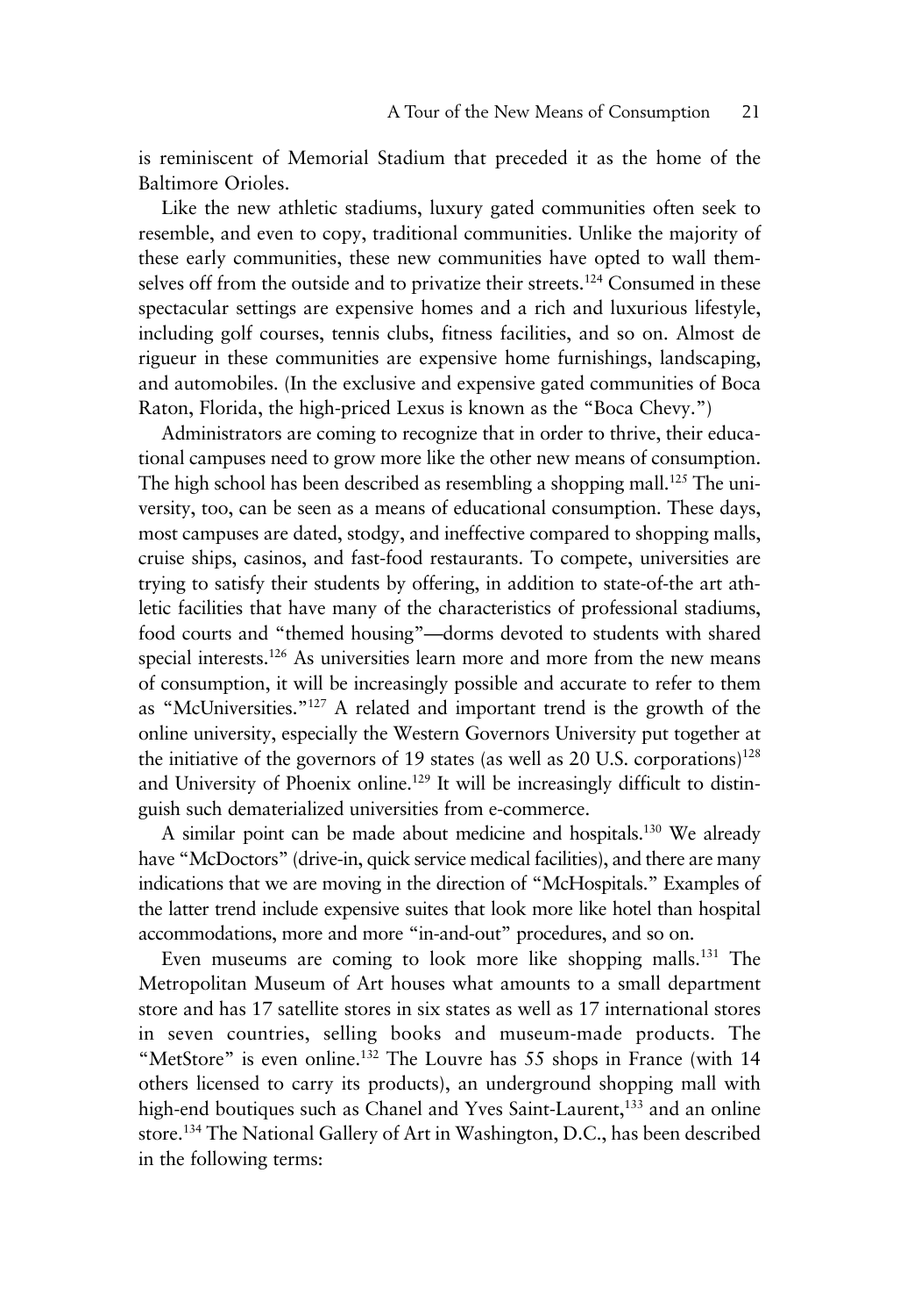is reminiscent of Memorial Stadium that preceded it as the home of the Baltimore Orioles.

Like the new athletic stadiums, luxury gated communities often seek to resemble, and even to copy, traditional communities. Unlike the majority of these early communities, these new communities have opted to wall themselves off from the outside and to privatize their streets.[124] Consumed in these spectacular settings are expensive homes and a rich and luxurious lifestyle, including golf courses, tennis clubs, fitness facilities, and so on. Almost de rigueur in these communities are expensive home furnishings, landscaping, and automobiles. (In the exclusive and expensive gated communities of Boca Raton, Florida, the high-priced Lexus is known as the "Boca Chevy.")

Administrators are coming to recognize that in order to thrive, their educational campuses need to grow more like the other new means of consumption. The high school has been described as resembling a shopping mall.[125] The university, too, can be seen as a means of educational consumption. These days, most campuses are dated, stodgy, and ineffective compared to shopping malls, cruise ships, casinos, and fast-food restaurants. To compete, universities are trying to satisfy their students by offering, in addition to state-of-the art athletic facilities that have many of the characteristics of professional stadiums, food courts and "themed housing"—dorms devoted to students with shared special interests.[126] As universities learn more and more from the new means of consumption, it will be increasingly possible and accurate to refer to them as "McUniversities."[127] A related and important trend is the growth of the online university, especially the Western Governors University put together at the initiative of the governors of 19 states (as well as 20 U.S. corporations)[128] and University of Phoenix online.[129] It will be increasingly difficult to distinguish such dematerialized universities from e-commerce.

A similar point can be made about medicine and hospitals.[130] We already have "McDoctors" (drive-in, quick service medical facilities), and there are many indications that we are moving in the direction of "McHospitals." Examples of the latter trend include expensive suites that look more like hotel than hospital accommodations, more and more "in-and-out" procedures, and so on.

Even museums are coming to look more like shopping malls.[131] The Metropolitan Museum of Art houses what amounts to a small department store and has 17 satellite stores in six states as well as 17 international stores in seven countries, selling books and museum-made products. The "MetStore" is even online.[132] The Louvre has 55 shops in France (with 14 others licensed to carry its products), an underground shopping mall with high-end boutiques such as Chanel and Yves Saint-Laurent,[133] and an online store.[134] The National Gallery of Art in Washington, D.C., has been described in the following terms: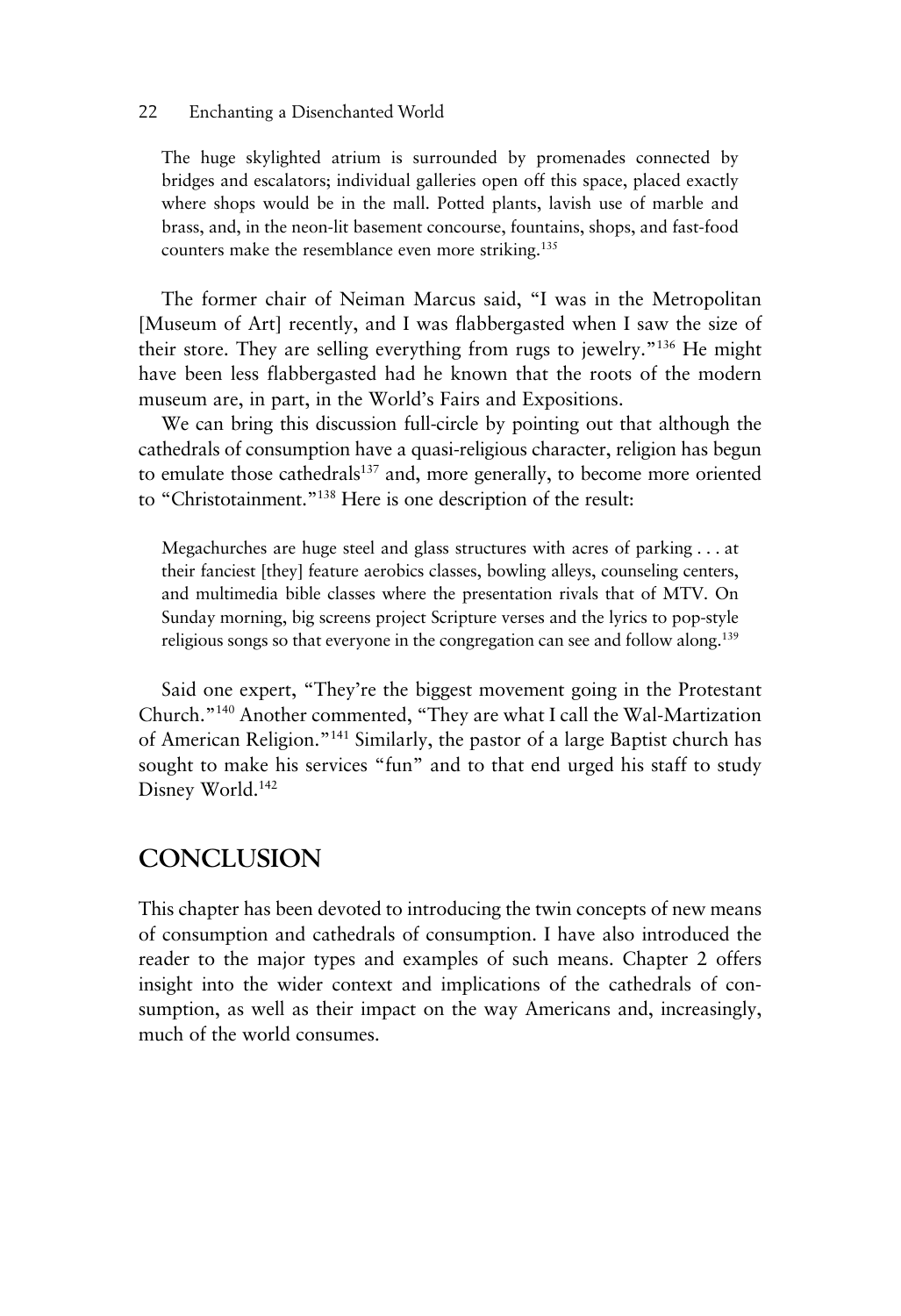> The huge skylighted atrium is surrounded by promenades connected by bridges and escalators; individual galleries open off this space, placed exactly where shops would be in the mall. Potted plants, lavish use of marble and brass, and, in the neon-lit basement concourse, fountains, shops, and fast-food counters make the resemblance even more striking.[135]

The former chair of Neiman Marcus said, "I was in the Metropolitan [Museum of Art] recently, and I was flabbergasted when I saw the size of their store. They are selling everything from rugs to jewelry."[136] He might have been less flabbergasted had he known that the roots of the modern museum are, in part, in the World's Fairs and Expositions.

We can bring this discussion full-circle by pointing out that although the cathedrals of consumption have a quasi-religious character, religion has begun to emulate those cathedrals[137] and, more generally, to become more oriented to "Christotainment."[138] Here is one description of the result:

> Megachurches are huge steel and glass structures with acres of parking . . . at their fanciest [they] feature aerobics classes, bowling alleys, counseling centers, and multimedia bible classes where the presentation rivals that of MTV. On Sunday morning, big screens project Scripture verses and the lyrics to pop-style religious songs so that everyone in the congregation can see and follow along.[139]

Said one expert, "They're the biggest movement going in the Protestant Church."[140] Another commented, "They are what I call the Wal-Martization of American Religion."[141] Similarly, the pastor of a large Baptist church has sought to make his services "fun" and to that end urged his staff to study Disney World.[142]

## CONCLUSION

This chapter has been devoted to introducing the twin concepts of new means of consumption and cathedrals of consumption. I have also introduced the reader to the major types and examples of such means. Chapter 2 offers insight into the wider context and implications of the cathedrals of consumption, as well as their impact on the way Americans and, increasingly, much of the world consumes.